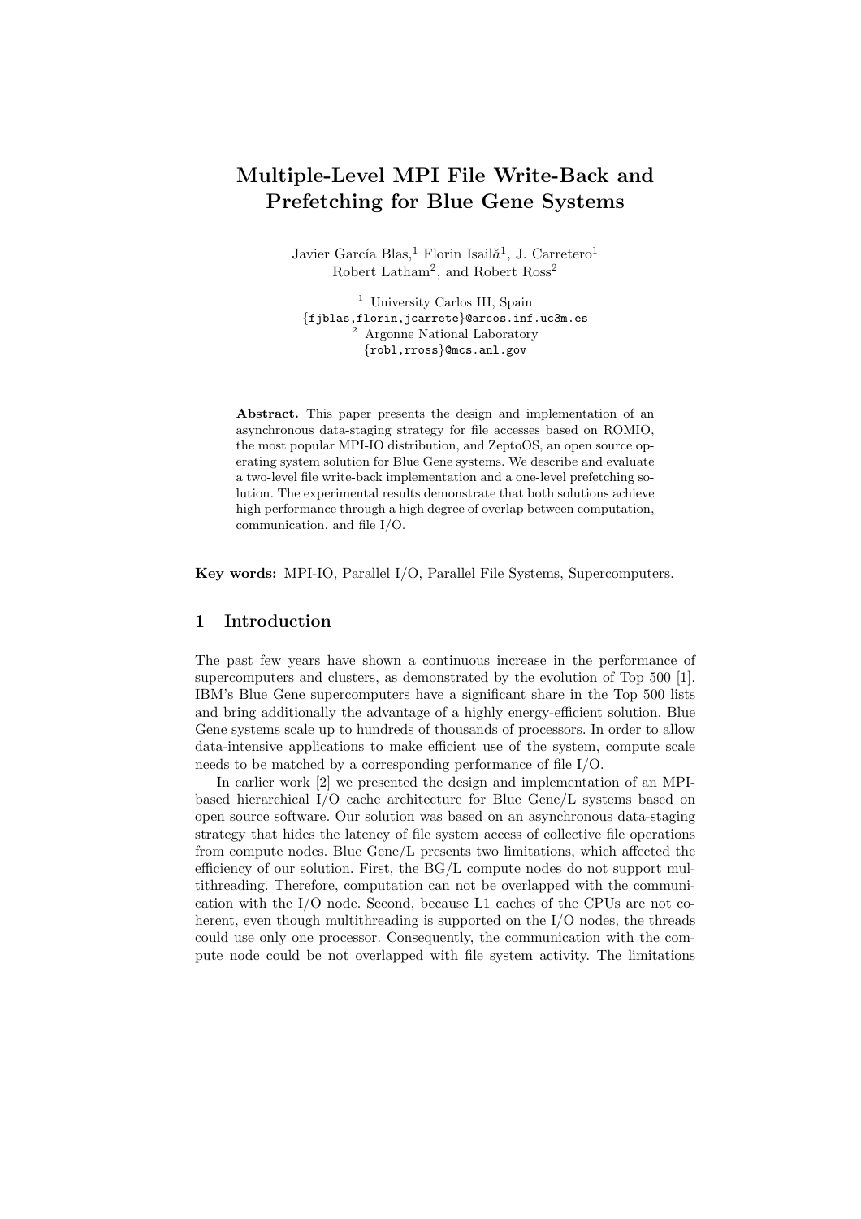# Multiple-Level MPI File Write-Back and Prefetching for Blue Gene Systems

Javier García Blas,[1] Florin Isailă[1], J. Carretero[1]
Robert Latham[2], and Robert Ross[2]

[1] University Carlos III, Spain
{fjblas,florin,jcarrete}@arcos.inf.uc3m.es
[2] Argonne National Laboratory
{robl,rross}@mcs.anl.gov

**Abstract.** This paper presents the design and implementation of an asynchronous data-staging strategy for file accesses based on ROMIO, the most popular MPI-IO distribution, and ZeptoOS, an open source operating system solution for Blue Gene systems. We describe and evaluate a two-level file write-back implementation and a one-level prefetching solution. The experimental results demonstrate that both solutions achieve high performance through a high degree of overlap between computation, communication, and file I/O.

**Key words:** MPI-IO, Parallel I/O, Parallel File Systems, Supercomputers.

## 1 Introduction

The past few years have shown a continuous increase in the performance of supercomputers and clusters, as demonstrated by the evolution of Top 500 [1]. IBM's Blue Gene supercomputers have a significant share in the Top 500 lists and bring additionally the advantage of a highly energy-efficient solution. Blue Gene systems scale up to hundreds of thousands of processors. In order to allow data-intensive applications to make efficient use of the system, compute scale needs to be matched by a corresponding performance of file I/O.

In earlier work [2] we presented the design and implementation of an MPI-based hierarchical I/O cache architecture for Blue Gene/L systems based on open source software. Our solution was based on an asynchronous data-staging strategy that hides the latency of file system access of collective file operations from compute nodes. Blue Gene/L presents two limitations, which affected the efficiency of our solution. First, the BG/L compute nodes do not support multithreading. Therefore, computation can not be overlapped with the communication with the I/O node. Second, because L1 caches of the CPUs are not coherent, even though multithreading is supported on the I/O nodes, the threads could use only one processor. Consequently, the communication with the compute node could be not overlapped with file system activity. The limitations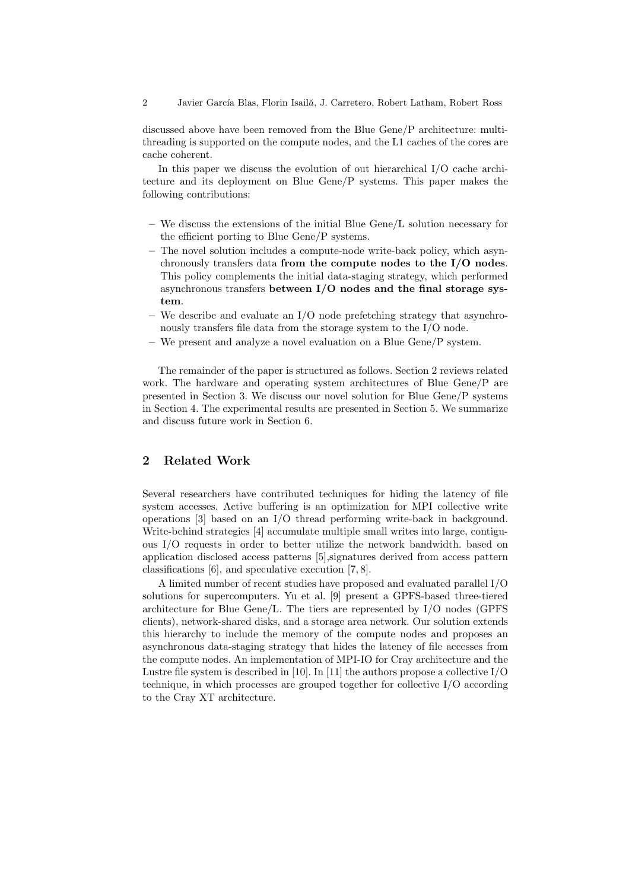discussed above have been removed from the Blue Gene/P architecture: multi-threading is supported on the compute nodes, and the L1 caches of the cores are cache coherent.

In this paper we discuss the evolution of out hierarchical I/O cache architecture and its deployment on Blue Gene/P systems. This paper makes the following contributions:

- We discuss the extensions of the initial Blue Gene/L solution necessary for the efficient porting to Blue Gene/P systems.
- The novel solution includes a compute-node write-back policy, which asynchronously transfers data **from the compute nodes to the I/O nodes**. This policy complements the initial data-staging strategy, which performed asynchronous transfers **between I/O nodes and the final storage system**.
- We describe and evaluate an I/O node prefetching strategy that asynchronously transfers file data from the storage system to the I/O node.
- We present and analyze a novel evaluation on a Blue Gene/P system.

The remainder of the paper is structured as follows. Section 2 reviews related work. The hardware and operating system architectures of Blue Gene/P are presented in Section 3. We discuss our novel solution for Blue Gene/P systems in Section 4. The experimental results are presented in Section 5. We summarize and discuss future work in Section 6.

## 2 Related Work

Several researchers have contributed techniques for hiding the latency of file system accesses. Active buffering is an optimization for MPI collective write operations [3] based on an I/O thread performing write-back in background. Write-behind strategies [4] accumulate multiple small writes into large, contiguous I/O requests in order to better utilize the network bandwidth. based on application disclosed access patterns [5],signatures derived from access pattern classifications [6], and speculative execution [7, 8].

A limited number of recent studies have proposed and evaluated parallel I/O solutions for supercomputers. Yu et al. [9] present a GPFS-based three-tiered architecture for Blue Gene/L. The tiers are represented by I/O nodes (GPFS clients), network-shared disks, and a storage area network. Our solution extends this hierarchy to include the memory of the compute nodes and proposes an asynchronous data-staging strategy that hides the latency of file accesses from the compute nodes. An implementation of MPI-IO for Cray architecture and the Lustre file system is described in [10]. In [11] the authors propose a collective I/O technique, in which processes are grouped together for collective I/O according to the Cray XT architecture.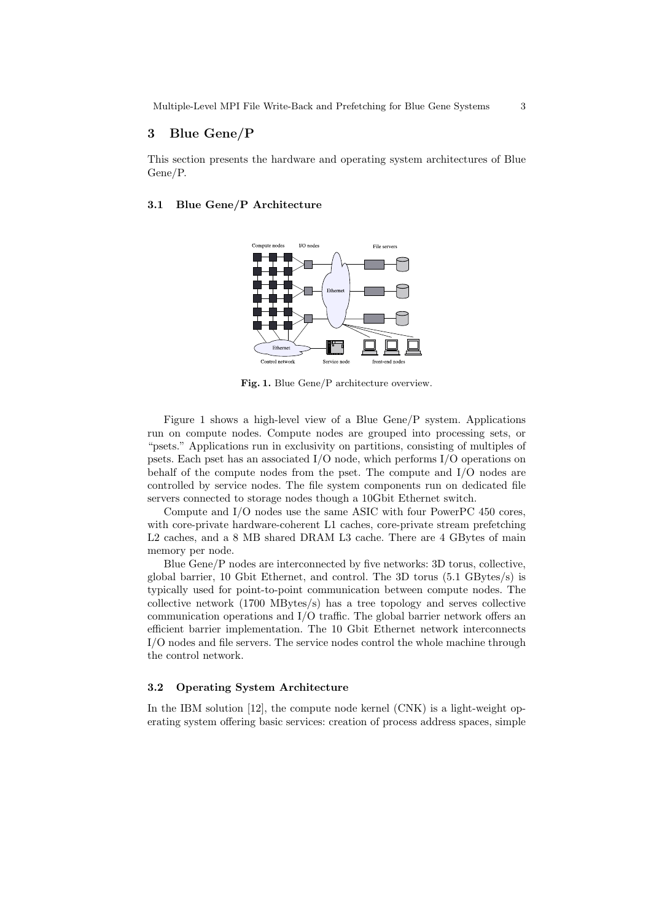## 3 Blue Gene/P

This section presents the hardware and operating system architectures of Blue Gene/P.

### 3.1 Blue Gene/P Architecture

**Fig. 1.** Blue Gene/P architecture overview.

Figure 1 shows a high-level view of a Blue Gene/P system. Applications run on compute nodes. Compute nodes are grouped into processing sets, or "psets." Applications run in exclusivity on partitions, consisting of multiples of psets. Each pset has an associated I/O node, which performs I/O operations on behalf of the compute nodes from the pset. The compute and I/O nodes are controlled by service nodes. The file system components run on dedicated file servers connected to storage nodes though a 10Gbit Ethernet switch.

Compute and I/O nodes use the same ASIC with four PowerPC 450 cores, with core-private hardware-coherent L1 caches, core-private stream prefetching L2 caches, and a 8 MB shared DRAM L3 cache. There are 4 GBytes of main memory per node.

Blue Gene/P nodes are interconnected by five networks: 3D torus, collective, global barrier, 10 Gbit Ethernet, and control. The 3D torus (5.1 GBytes/s) is typically used for point-to-point communication between compute nodes. The collective network (1700 MBytes/s) has a tree topology and serves collective communication operations and I/O traffic. The global barrier network offers an efficient barrier implementation. The 10 Gbit Ethernet network interconnects I/O nodes and file servers. The service nodes control the whole machine through the control network.

### 3.2 Operating System Architecture

In the IBM solution [12], the compute node kernel (CNK) is a light-weight operating system offering basic services: creation of process address spaces, simple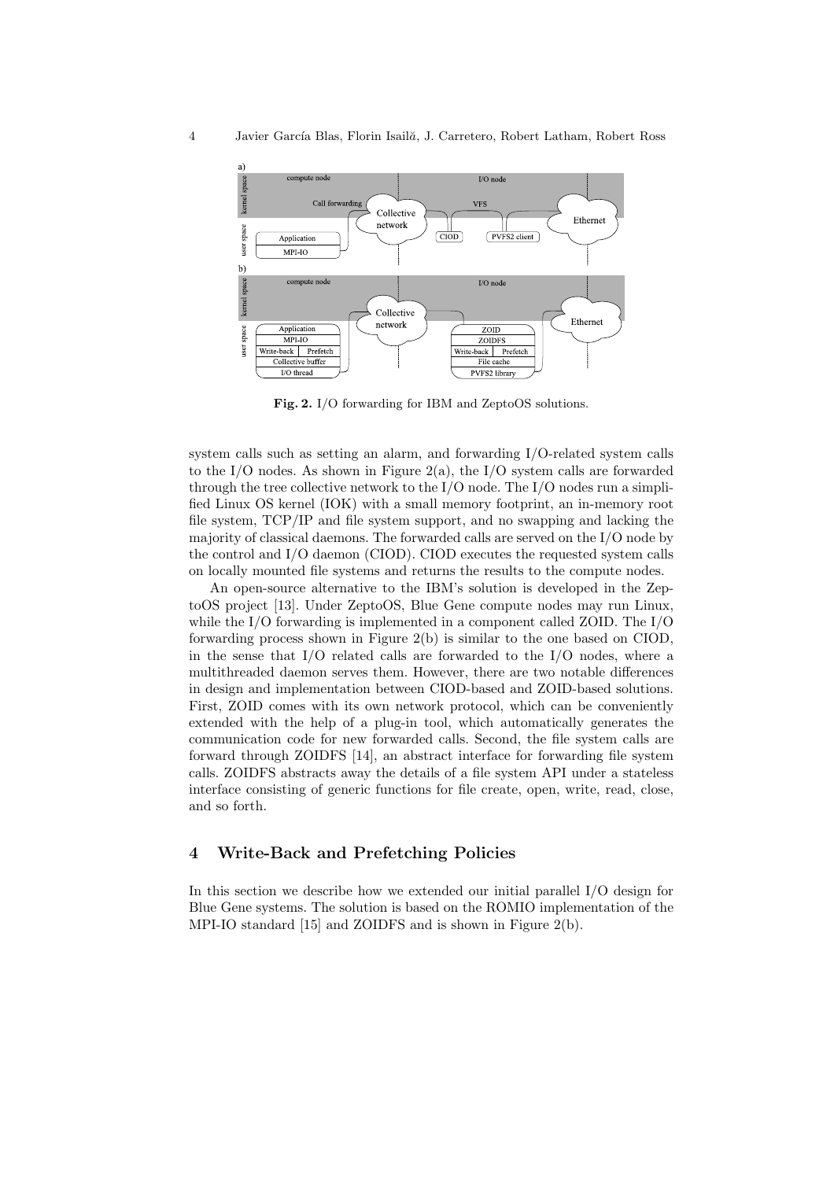a)

compute node

I/O node

kernel space

Call forwarding

Collective network

VFS

Ethernet

user space

Application

MPI-IO

CIOD

PVFS2 client

b)

compute node

I/O node

kernel space

Collective network

Ethernet

user space

Application

MPI-IO

Write-back

Prefetch

Collective buffer

I/O thread

ZOID

ZOIDFS

Write-back

Prefetch

File cache

PVFS2 library

**Fig. 2.** I/O forwarding for IBM and ZeptoOS solutions.

system calls such as setting an alarm, and forwarding I/O-related system calls to the I/O nodes. As shown in Figure 2(a), the I/O system calls are forwarded through the tree collective network to the I/O node. The I/O nodes run a simplified Linux OS kernel (IOK) with a small memory footprint, an in-memory root file system, TCP/IP and file system support, and no swapping and lacking the majority of classical daemons. The forwarded calls are served on the I/O node by the control and I/O daemon (CIOD). CIOD executes the requested system calls on locally mounted file systems and returns the results to the compute nodes.

An open-source alternative to the IBM's solution is developed in the ZeptoOS project [13]. Under ZeptoOS, Blue Gene compute nodes may run Linux, while the I/O forwarding is implemented in a component called ZOID. The I/O forwarding process shown in Figure 2(b) is similar to the one based on CIOD, in the sense that I/O related calls are forwarded to the I/O nodes, where a multithreaded daemon serves them. However, there are two notable differences in design and implementation between CIOD-based and ZOID-based solutions. First, ZOID comes with its own network protocol, which can be conveniently extended with the help of a plug-in tool, which automatically generates the communication code for new forwarded calls. Second, the file system calls are forward through ZOIDFS [14], an abstract interface for forwarding file system calls. ZOIDFS abstracts away the details of a file system API under a stateless interface consisting of generic functions for file create, open, write, read, close, and so forth.

## 4 Write-Back and Prefetching Policies

In this section we describe how we extended our initial parallel I/O design for Blue Gene systems. The solution is based on the ROMIO implementation of the MPI-IO standard [15] and ZOIDFS and is shown in Figure 2(b).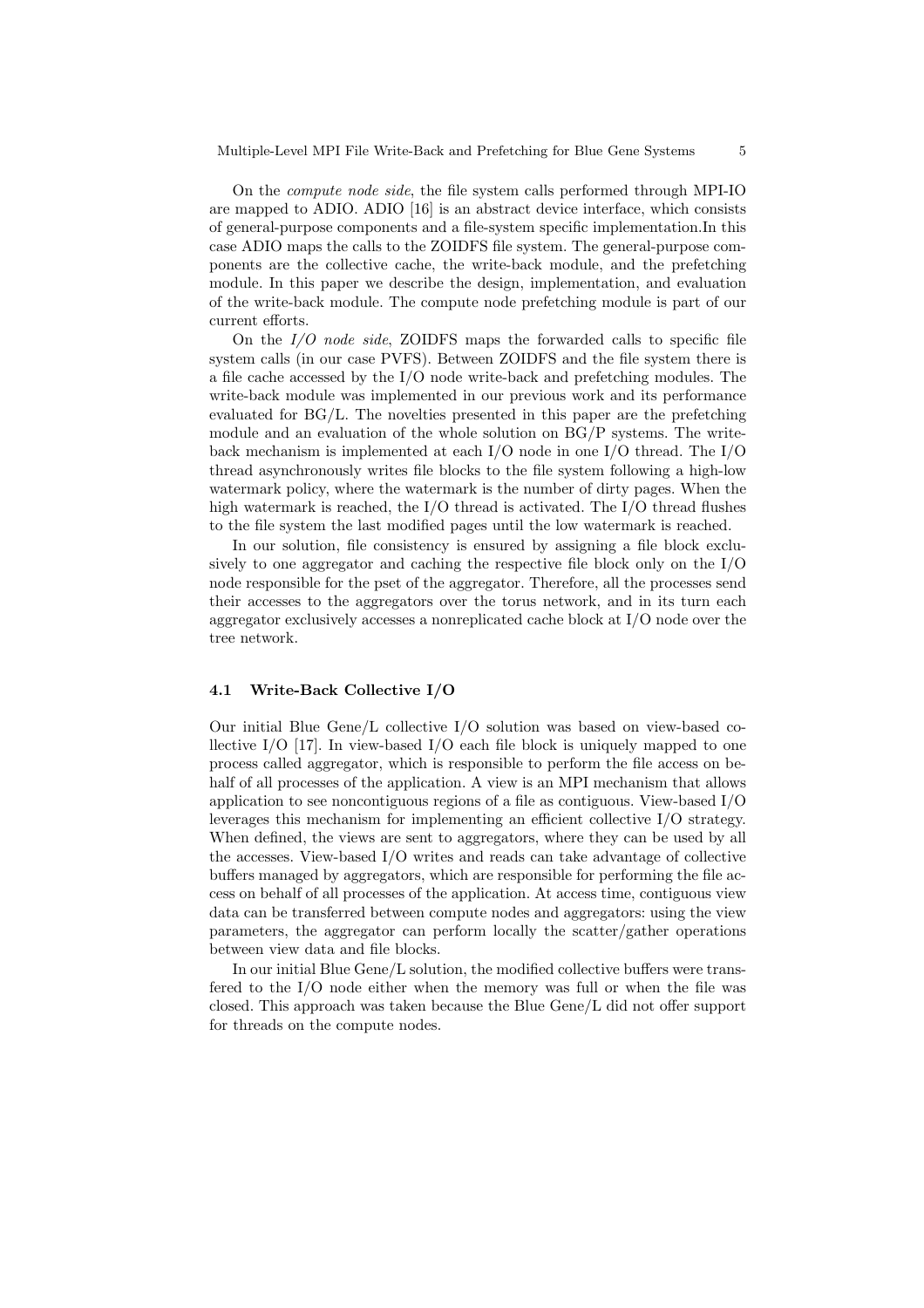On the *compute node side*, the file system calls performed through MPI-IO are mapped to ADIO. ADIO [16] is an abstract device interface, which consists of general-purpose components and a file-system specific implementation.In this case ADIO maps the calls to the ZOIDFS file system. The general-purpose components are the collective cache, the write-back module, and the prefetching module. In this paper we describe the design, implementation, and evaluation of the write-back module. The compute node prefetching module is part of our current efforts.

On the *I/O node side*, ZOIDFS maps the forwarded calls to specific file system calls (in our case PVFS). Between ZOIDFS and the file system there is a file cache accessed by the I/O node write-back and prefetching modules. The write-back module was implemented in our previous work and its performance evaluated for BG/L. The novelties presented in this paper are the prefetching module and an evaluation of the whole solution on BG/P systems. The write-back mechanism is implemented at each I/O node in one I/O thread. The I/O thread asynchronously writes file blocks to the file system following a high-low watermark policy, where the watermark is the number of dirty pages. When the high watermark is reached, the I/O thread is activated. The I/O thread flushes to the file system the last modified pages until the low watermark is reached.

In our solution, file consistency is ensured by assigning a file block exclusively to one aggregator and caching the respective file block only on the I/O node responsible for the pset of the aggregator. Therefore, all the processes send their accesses to the aggregators over the torus network, and in its turn each aggregator exclusively accesses a nonreplicated cache block at I/O node over the tree network.

### 4.1 Write-Back Collective I/O

Our initial Blue Gene/L collective I/O solution was based on view-based collective I/O [17]. In view-based I/O each file block is uniquely mapped to one process called aggregator, which is responsible to perform the file access on behalf of all processes of the application. A view is an MPI mechanism that allows application to see noncontiguous regions of a file as contiguous. View-based I/O leverages this mechanism for implementing an efficient collective I/O strategy. When defined, the views are sent to aggregators, where they can be used by all the accesses. View-based I/O writes and reads can take advantage of collective buffers managed by aggregators, which are responsible for performing the file access on behalf of all processes of the application. At access time, contiguous view data can be transferred between compute nodes and aggregators: using the view parameters, the aggregator can perform locally the scatter/gather operations between view data and file blocks.

In our initial Blue Gene/L solution, the modified collective buffers were transfered to the I/O node either when the memory was full or when the file was closed. This approach was taken because the Blue Gene/L did not offer support for threads on the compute nodes.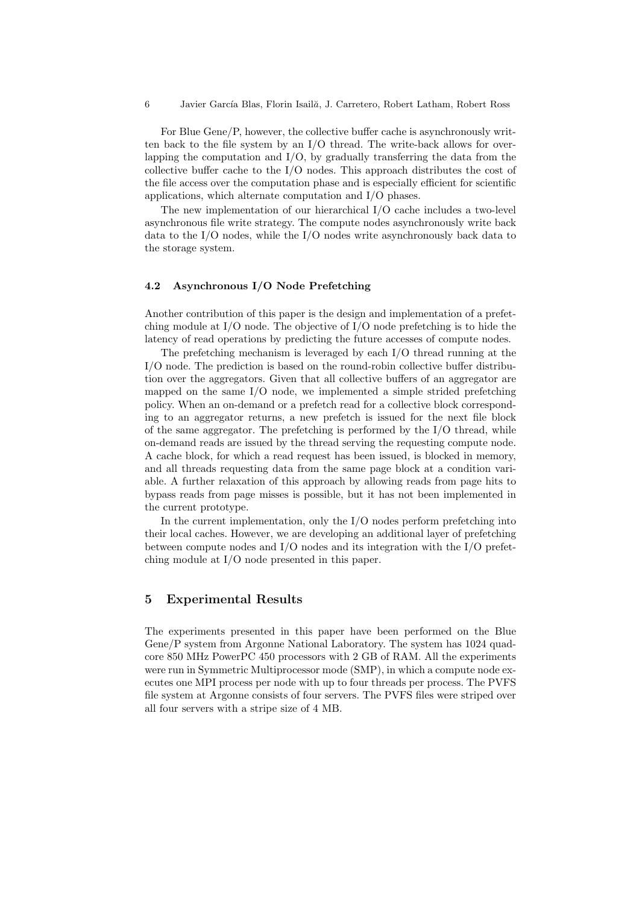For Blue Gene/P, however, the collective buffer cache is asynchronously written back to the file system by an I/O thread. The write-back allows for overlapping the computation and I/O, by gradually transferring the data from the collective buffer cache to the I/O nodes. This approach distributes the cost of the file access over the computation phase and is especially efficient for scientific applications, which alternate computation and I/O phases.

The new implementation of our hierarchical I/O cache includes a two-level asynchronous file write strategy. The compute nodes asynchronously write back data to the I/O nodes, while the I/O nodes write asynchronously back data to the storage system.

### 4.2 Asynchronous I/O Node Prefetching

Another contribution of this paper is the design and implementation of a prefetching module at I/O node. The objective of I/O node prefetching is to hide the latency of read operations by predicting the future accesses of compute nodes.

The prefetching mechanism is leveraged by each I/O thread running at the I/O node. The prediction is based on the round-robin collective buffer distribution over the aggregators. Given that all collective buffers of an aggregator are mapped on the same I/O node, we implemented a simple strided prefetching policy. When an on-demand or a prefetch read for a collective block corresponding to an aggregator returns, a new prefetch is issued for the next file block of the same aggregator. The prefetching is performed by the I/O thread, while on-demand reads are issued by the thread serving the requesting compute node. A cache block, for which a read request has been issued, is blocked in memory, and all threads requesting data from the same page block at a condition variable. A further relaxation of this approach by allowing reads from page hits to bypass reads from page misses is possible, but it has not been implemented in the current prototype.

In the current implementation, only the I/O nodes perform prefetching into their local caches. However, we are developing an additional layer of prefetching between compute nodes and I/O nodes and its integration with the I/O prefetching module at I/O node presented in this paper.

## 5 Experimental Results

The experiments presented in this paper have been performed on the Blue Gene/P system from Argonne National Laboratory. The system has 1024 quad-core 850 MHz PowerPC 450 processors with 2 GB of RAM. All the experiments were run in Symmetric Multiprocessor mode (SMP), in which a compute node executes one MPI process per node with up to four threads per process. The PVFS file system at Argonne consists of four servers. The PVFS files were striped over all four servers with a stripe size of 4 MB.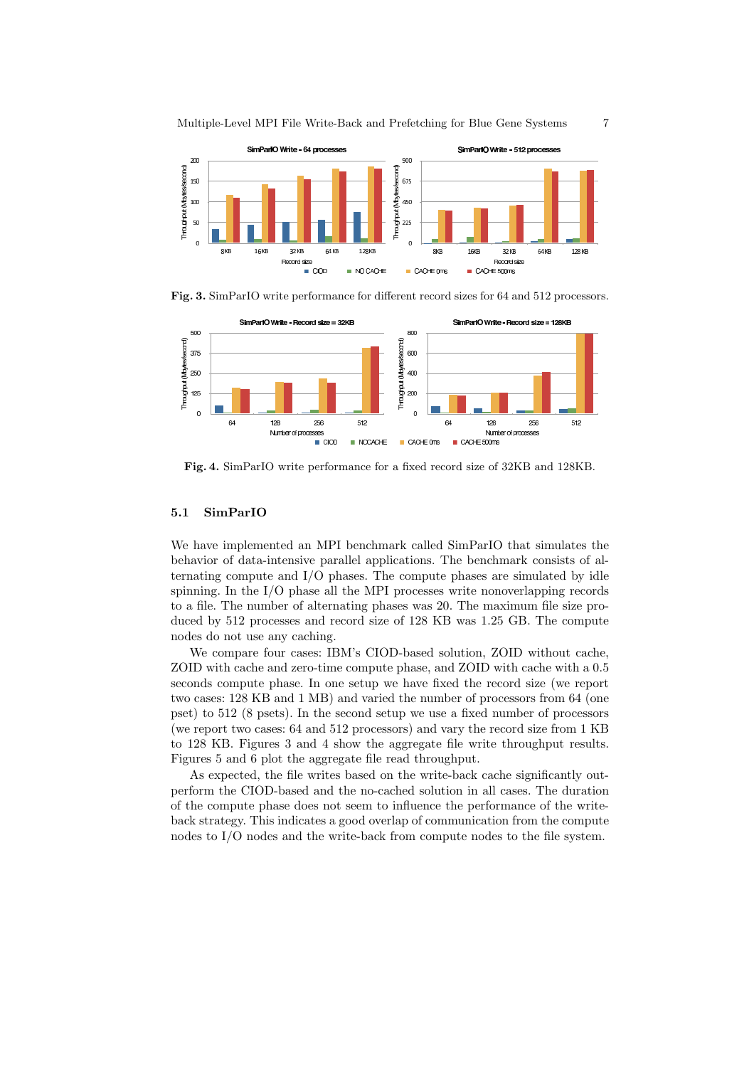**Fig. 3.** SimParIO write performance for different record sizes for 64 and 512 processors.

**Fig. 4.** SimParIO write performance for a fixed record size of 32KB and 128KB.

### 5.1 SimParIO

We have implemented an MPI benchmark called SimParIO that simulates the behavior of data-intensive parallel applications. The benchmark consists of alternating compute and I/O phases. The compute phases are simulated by idle spinning. In the I/O phase all the MPI processes write nonoverlapping records to a file. The number of alternating phases was 20. The maximum file size produced by 512 processes and record size of 128 KB was 1.25 GB. The compute nodes do not use any caching.

We compare four cases: IBM's CIOD-based solution, ZOID without cache, ZOID with cache and zero-time compute phase, and ZOID with cache with a 0.5 seconds compute phase. In one setup we have fixed the record size (we report two cases: 128 KB and 1 MB) and varied the number of processors from 64 (one pset) to 512 (8 psets). In the second setup we use a fixed number of processors (we report two cases: 64 and 512 processors) and vary the record size from 1 KB to 128 KB. Figures 3 and 4 show the aggregate file write throughput results. Figures 5 and 6 plot the aggregate file read throughput.

As expected, the file writes based on the write-back cache significantly outperform the CIOD-based and the no-cached solution in all cases. The duration of the compute phase does not seem to influence the performance of the write-back strategy. This indicates a good overlap of communication from the compute nodes to I/O nodes and the write-back from compute nodes to the file system.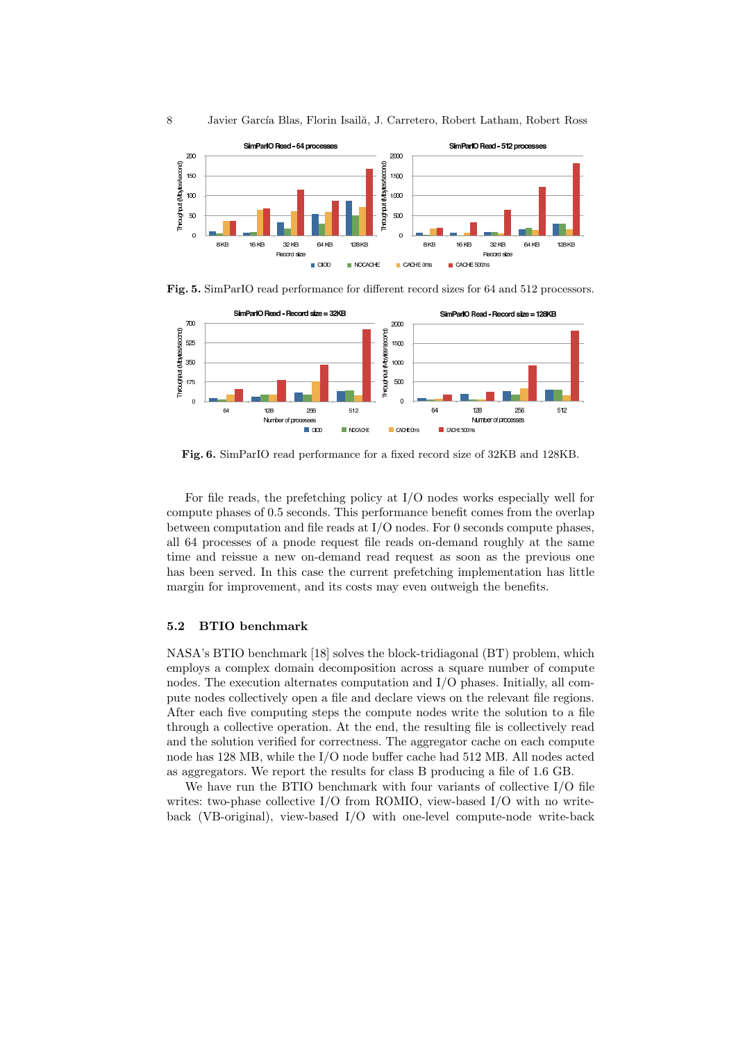Fig. 5. SimParIO read performance for different record sizes for 64 and 512 processors.

Fig. 6. SimParIO read performance for a fixed record size of 32KB and 128KB.

For file reads, the prefetching policy at I/O nodes works especially well for compute phases of 0.5 seconds. This performance benefit comes from the overlap between computation and file reads at I/O nodes. For 0 seconds compute phases, all 64 processes of a pnode request file reads on-demand roughly at the same time and reissue a new on-demand read request as soon as the previous one has been served. In this case the current prefetching implementation has little margin for improvement, and its costs may even outweigh the benefits.

### 5.2 BTIO benchmark

NASA's BTIO benchmark [18] solves the block-tridiagonal (BT) problem, which employs a complex domain decomposition across a square number of compute nodes. The execution alternates computation and I/O phases. Initially, all compute nodes collectively open a file and declare views on the relevant file regions. After each five computing steps the compute nodes write the solution to a file through a collective operation. At the end, the resulting file is collectively read and the solution verified for correctness. The aggregator cache on each compute node has 128 MB, while the I/O node buffer cache had 512 MB. All nodes acted as aggregators. We report the results for class B producing a file of 1.6 GB.

We have run the BTIO benchmark with four variants of collective I/O file writes: two-phase collective I/O from ROMIO, view-based I/O with no write-back (VB-original), view-based I/O with one-level compute-node write-back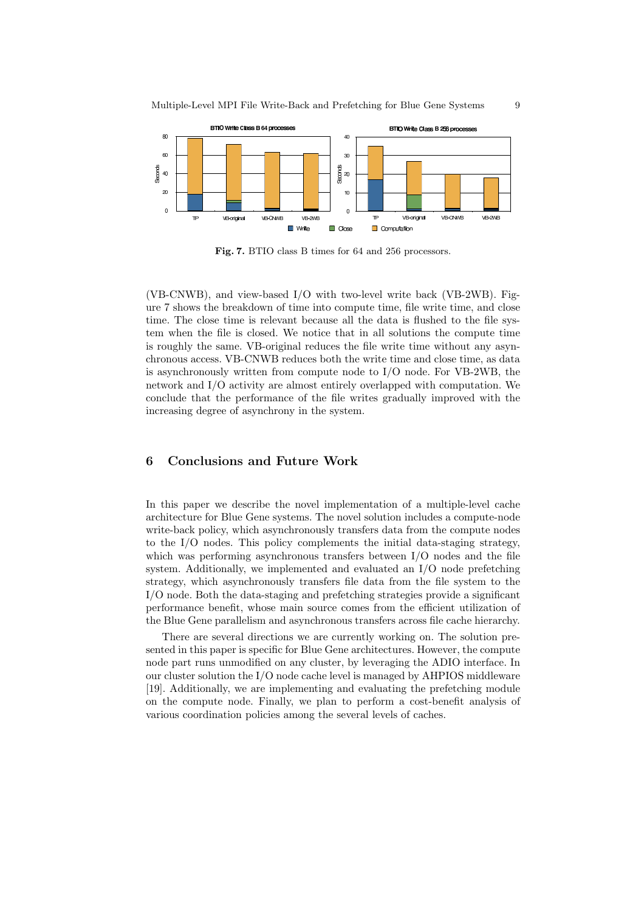**Fig. 7.** BTIO class B times for 64 and 256 processors.

(VB-CNWB), and view-based I/O with two-level write back (VB-2WB). Figure 7 shows the breakdown of time into compute time, file write time, and close time. The close time is relevant because all the data is flushed to the file system when the file is closed. We notice that in all solutions the compute time is roughly the same. VB-original reduces the file write time without any asynchronous access. VB-CNWB reduces both the write time and close time, as data is asynchronously written from compute node to I/O node. For VB-2WB, the network and I/O activity are almost entirely overlapped with computation. We conclude that the performance of the file writes gradually improved with the increasing degree of asynchrony in the system.

## 6 Conclusions and Future Work

In this paper we describe the novel implementation of a multiple-level cache architecture for Blue Gene systems. The novel solution includes a compute-node write-back policy, which asynchronously transfers data from the compute nodes to the I/O nodes. This policy complements the initial data-staging strategy, which was performing asynchronous transfers between I/O nodes and the file system. Additionally, we implemented and evaluated an I/O node prefetching strategy, which asynchronously transfers file data from the file system to the I/O node. Both the data-staging and prefetching strategies provide a significant performance benefit, whose main source comes from the efficient utilization of the Blue Gene parallelism and asynchronous transfers across file cache hierarchy.

There are several directions we are currently working on. The solution presented in this paper is specific for Blue Gene architectures. However, the compute node part runs unmodified on any cluster, by leveraging the ADIO interface. In our cluster solution the I/O node cache level is managed by AHPIOS middleware [19]. Additionally, we are implementing and evaluating the prefetching module on the compute node. Finally, we plan to perform a cost-benefit analysis of various coordination policies among the several levels of caches.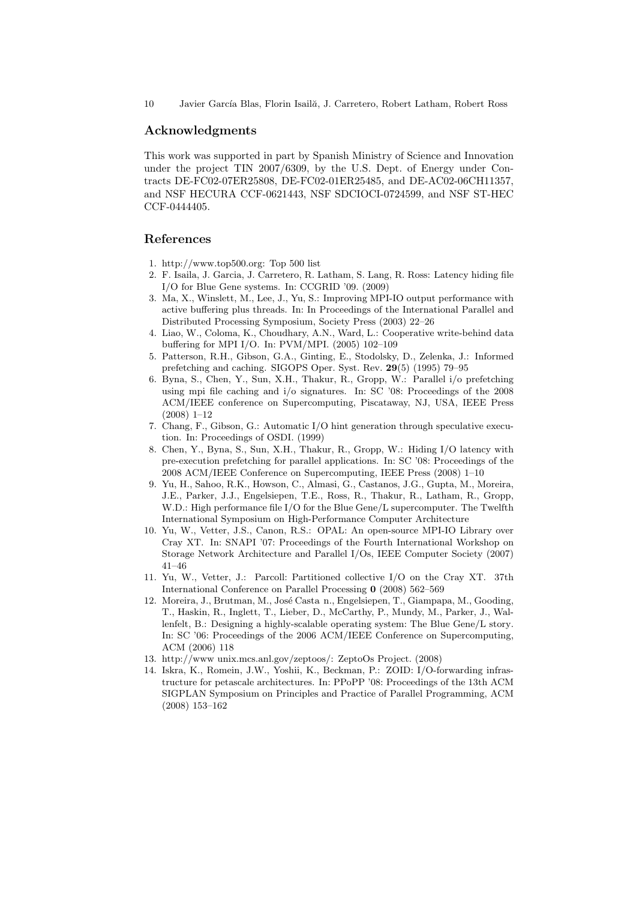## Acknowledgments

This work was supported in part by Spanish Ministry of Science and Innovation under the project TIN 2007/6309, by the U.S. Dept. of Energy under Contracts DE-FC02-07ER25808, DE-FC02-01ER25485, and DE-AC02-06CH11357, and NSF HECURA CCF-0621443, NSF SDCIOCI-0724599, and NSF ST-HEC CCF-0444405.

## References

1. http://www.top500.org: Top 500 list
2. F. Isaila, J. Garcia, J. Carretero, R. Latham, S. Lang, R. Ross: Latency hiding file I/O for Blue Gene systems. In: CCGRID '09. (2009)
3. Ma, X., Winslett, M., Lee, J., Yu, S.: Improving MPI-IO output performance with active buffering plus threads. In: In Proceedings of the International Parallel and Distributed Processing Symposium, Society Press (2003) 22–26
4. Liao, W., Coloma, K., Choudhary, A.N., Ward, L.: Cooperative write-behind data buffering for MPI I/O. In: PVM/MPI. (2005) 102–109
5. Patterson, R.H., Gibson, G.A., Ginting, E., Stodolsky, D., Zelenka, J.: Informed prefetching and caching. SIGOPS Oper. Syst. Rev. **29**(5) (1995) 79–95
6. Byna, S., Chen, Y., Sun, X.H., Thakur, R., Gropp, W.: Parallel i/o prefetching using mpi file caching and i/o signatures. In: SC '08: Proceedings of the 2008 ACM/IEEE conference on Supercomputing, Piscataway, NJ, USA, IEEE Press (2008) 1–12
7. Chang, F., Gibson, G.: Automatic I/O hint generation through speculative execution. In: Proceedings of OSDI. (1999)
8. Chen, Y., Byna, S., Sun, X.H., Thakur, R., Gropp, W.: Hiding I/O latency with pre-execution prefetching for parallel applications. In: SC '08: Proceedings of the 2008 ACM/IEEE Conference on Supercomputing, IEEE Press (2008) 1–10
9. Yu, H., Sahoo, R.K., Howson, C., Almasi, G., Castanos, J.G., Gupta, M., Moreira, J.E., Parker, J.J., Engelsiepen, T.E., Ross, R., Thakur, R., Latham, R., Gropp, W.D.: High performance file I/O for the Blue Gene/L supercomputer. The Twelfth International Symposium on High-Performance Computer Architecture
10. Yu, W., Vetter, J.S., Canon, R.S.: OPAL: An open-source MPI-IO Library over Cray XT. In: SNAPI '07: Proceedings of the Fourth International Workshop on Storage Network Architecture and Parallel I/Os, IEEE Computer Society (2007) 41–46
11. Yu, W., Vetter, J.: Parcoll: Partitioned collective I/O on the Cray XT. 37th International Conference on Parallel Processing **0** (2008) 562–569
12. Moreira, J., Brutman, M., José Casta n., Engelsiepen, T., Giampapa, M., Gooding, T., Haskin, R., Inglett, T., Lieber, D., McCarthy, P., Mundy, M., Parker, J., Wallenfelt, B.: Designing a highly-scalable operating system: The Blue Gene/L story. In: SC '06: Proceedings of the 2006 ACM/IEEE Conference on Supercomputing, ACM (2006) 118
13. http://www unix.mcs.anl.gov/zeptoos/: ZeptoOs Project. (2008)
14. Iskra, K., Romein, J.W., Yoshii, K., Beckman, P.: ZOID: I/O-forwarding infrastructure for petascale architectures. In: PPoPP '08: Proceedings of the 13th ACM SIGPLAN Symposium on Principles and Practice of Parallel Programming, ACM (2008) 153–162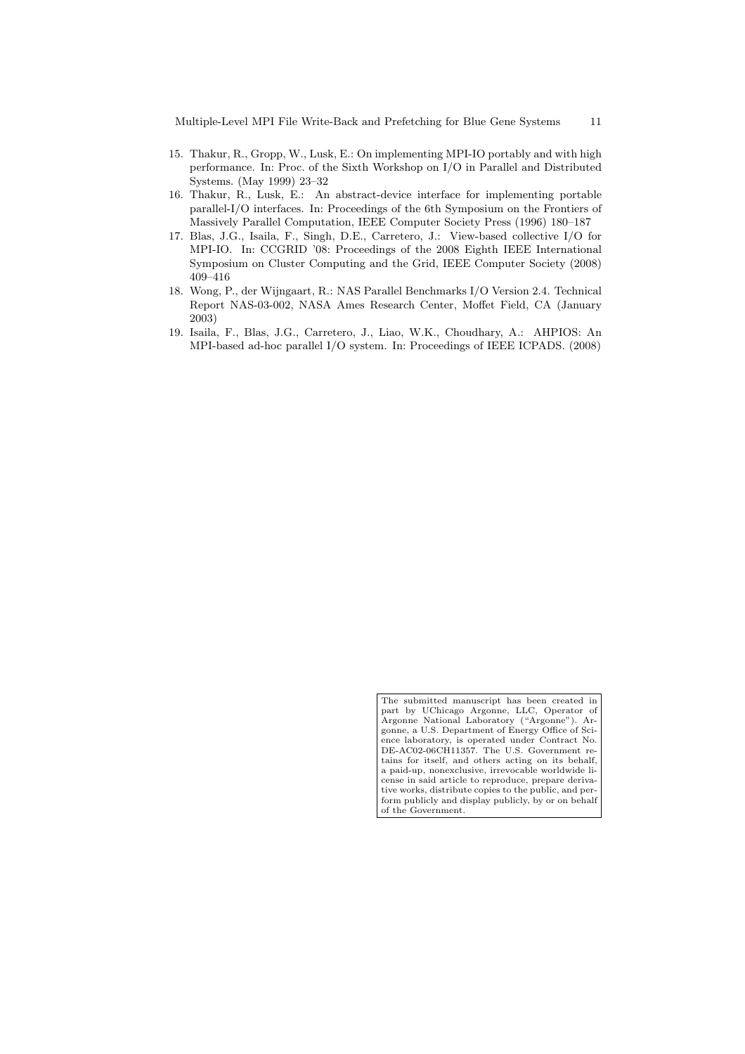15. Thakur, R., Gropp, W., Lusk, E.: On implementing MPI-IO portably and with high performance. In: Proc. of the Sixth Workshop on I/O in Parallel and Distributed Systems. (May 1999) 23–32
16. Thakur, R., Lusk, E.: An abstract-device interface for implementing portable parallel-I/O interfaces. In: Proceedings of the 6th Symposium on the Frontiers of Massively Parallel Computation, IEEE Computer Society Press (1996) 180–187
17. Blas, J.G., Isaila, F., Singh, D.E., Carretero, J.: View-based collective I/O for MPI-IO. In: CCGRID '08: Proceedings of the 2008 Eighth IEEE International Symposium on Cluster Computing and the Grid, IEEE Computer Society (2008) 409–416
18. Wong, P., der Wijngaart, R.: NAS Parallel Benchmarks I/O Version 2.4. Technical Report NAS-03-002, NASA Ames Research Center, Moffet Field, CA (January 2003)
19. Isaila, F., Blas, J.G., Carretero, J., Liao, W.K., Choudhary, A.: AHPIOS: An MPI-based ad-hoc parallel I/O system. In: Proceedings of IEEE ICPADS. (2008)

The submitted manuscript has been created in part by UChicago Argonne, LLC, Operator of Argonne National Laboratory ("Argonne"). Argonne, a U.S. Department of Energy Office of Science laboratory, is operated under Contract No. DE-AC02-06CH11357. The U.S. Government retains for itself, and others acting on its behalf, a paid-up, nonexclusive, irrevocable worldwide license in said article to reproduce, prepare derivative works, distribute copies to the public, and perform publicly and display publicly, by or on behalf of the Government.